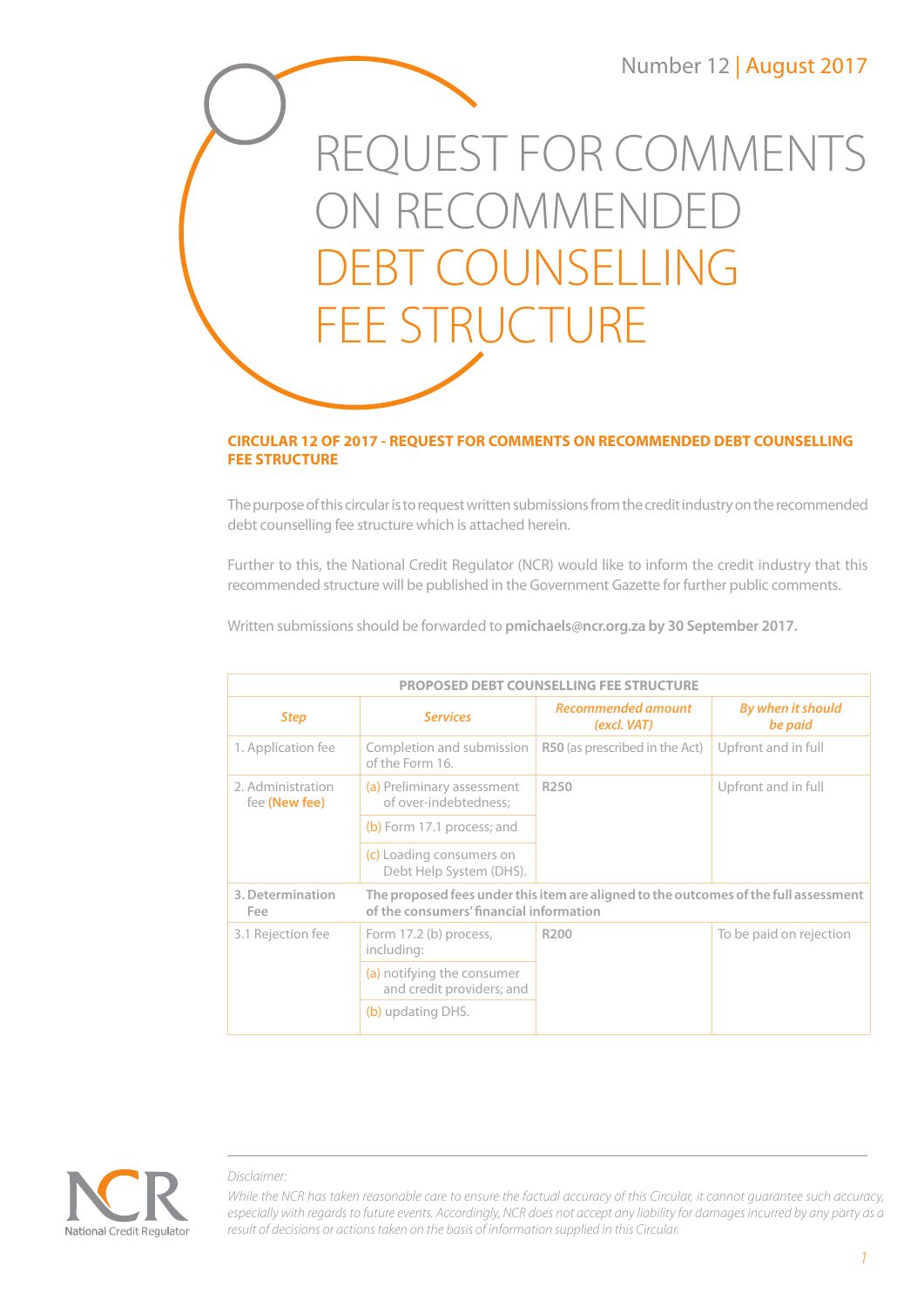Number 12 | August 2017

# REQUEST FOR COMMENTS ON RECOMMENDED DEBT COUNSELLING FEE STRUCTURE

## CIRCULAR 12 OF 2017 - REQUEST FOR COMMENTS ON RECOMMENDED DEBT COUNSELLING FEE STRUCTURE

The purpose of this circular is to request written submissions from the credit industry on the recommended debt counselling fee structure which is attached herein.

Further to this, the National Credit Regulator (NCR) would like to inform the credit industry that this recommended structure will be published in the Government Gazette for further public comments.

Written submissions should be forwarded to **pmichaels@ncr.org.za by 30 September 2017.**

| PROPOSED DEBT COUNSELLING FEE STRUCTURE | | | |
|---|---|---|---|
| ***Step*** | ***Services*** | ***Recommended amount (excl. VAT)*** | ***By when it should be paid*** |
| 1. Application fee | Completion and submission of the Form 16. | **R50** (as prescribed in the Act) | Upfront and in full |
| 2. Administration fee **(New fee)** | (a) Preliminary assessment of over-indebtedness; (b) Form 17.1 process; and (c) Loading consumers on Debt Help System (DHS). | **R250** | Upfront and in full |
| **3. Determination Fee** | **The proposed fees under this item are aligned to the outcomes of the full assessment of the consumers' financial information** | | |
| 3.1 Rejection fee | Form 17.2 (b) process, including: (a) notifying the consumer and credit providers; and (b) updating DHS. | **R200** | To be paid on rejection |

*Disclaimer:*

*While the NCR has taken reasonable care to ensure the factual accuracy of this Circular, it cannot guarantee such accuracy, especially with regards to future events. Accordingly, NCR does not accept any liability for damages incurred by any party as a result of decisions or actions taken on the basis of information supplied in this Circular.*

NCR National Credit Regulator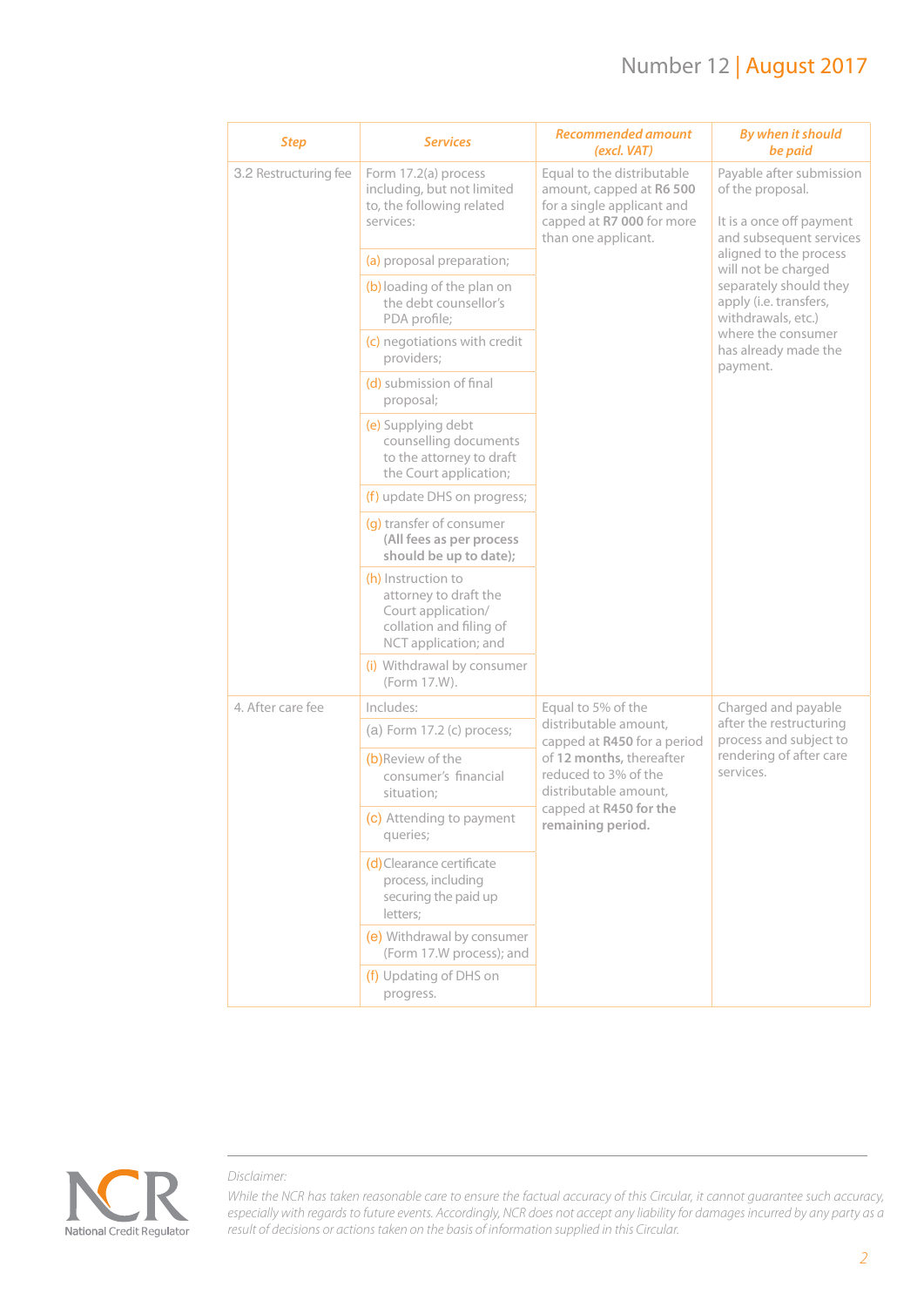| *Step* | *Services* | *Recommended amount (excl. VAT)* | *By when it should be paid* |
|---|---|---|---|
| 3.2 Restructuring fee | Form 17.2(a) process including, but not limited to, the following related services:<br>(a) proposal preparation;<br>(b) loading of the plan on the debt counsellor's PDA profile;<br>(c) negotiations with credit providers;<br>(d) submission of final proposal;<br>(e) Supplying debt counselling documents to the attorney to draft the Court application;<br>(f) update DHS on progress;<br>(g) transfer of consumer **(All fees as per process should be up to date);**<br>(h) Instruction to attorney to draft the Court application/ collation and filing of NCT application; and<br>(i) Withdrawal by consumer (Form 17.W). | Equal to the distributable amount, capped at **R6 500** for a single applicant and capped at **R7 000** for more than one applicant. | Payable after submission of the proposal.<br><br>It is a once off payment and subsequent services aligned to the process will not be charged separately should they apply (i.e. transfers, withdrawals, etc.) where the consumer has already made the payment. |
| 4. After care fee | Includes:<br>(a) Form 17.2 (c) process;<br>(b) Review of the consumer's financial situation;<br>(c) Attending to payment queries;<br>(d) Clearance certificate process, including securing the paid up letters;<br>(e) Withdrawal by consumer (Form 17.W process); and<br>(f) Updating of DHS on progress. | Equal to 5% of the distributable amount, capped at **R450** for a period of **12 months,** thereafter reduced to 3% of the distributable amount, capped at **R450 for the remaining period.** | Charged and payable after the restructuring process and subject to rendering of after care services. |

*Disclaimer:*

*While the NCR has taken reasonable care to ensure the factual accuracy of this Circular, it cannot guarantee such accuracy, especially with regards to future events. Accordingly, NCR does not accept any liability for damages incurred by any party as a result of decisions or actions taken on the basis of information supplied in this Circular.*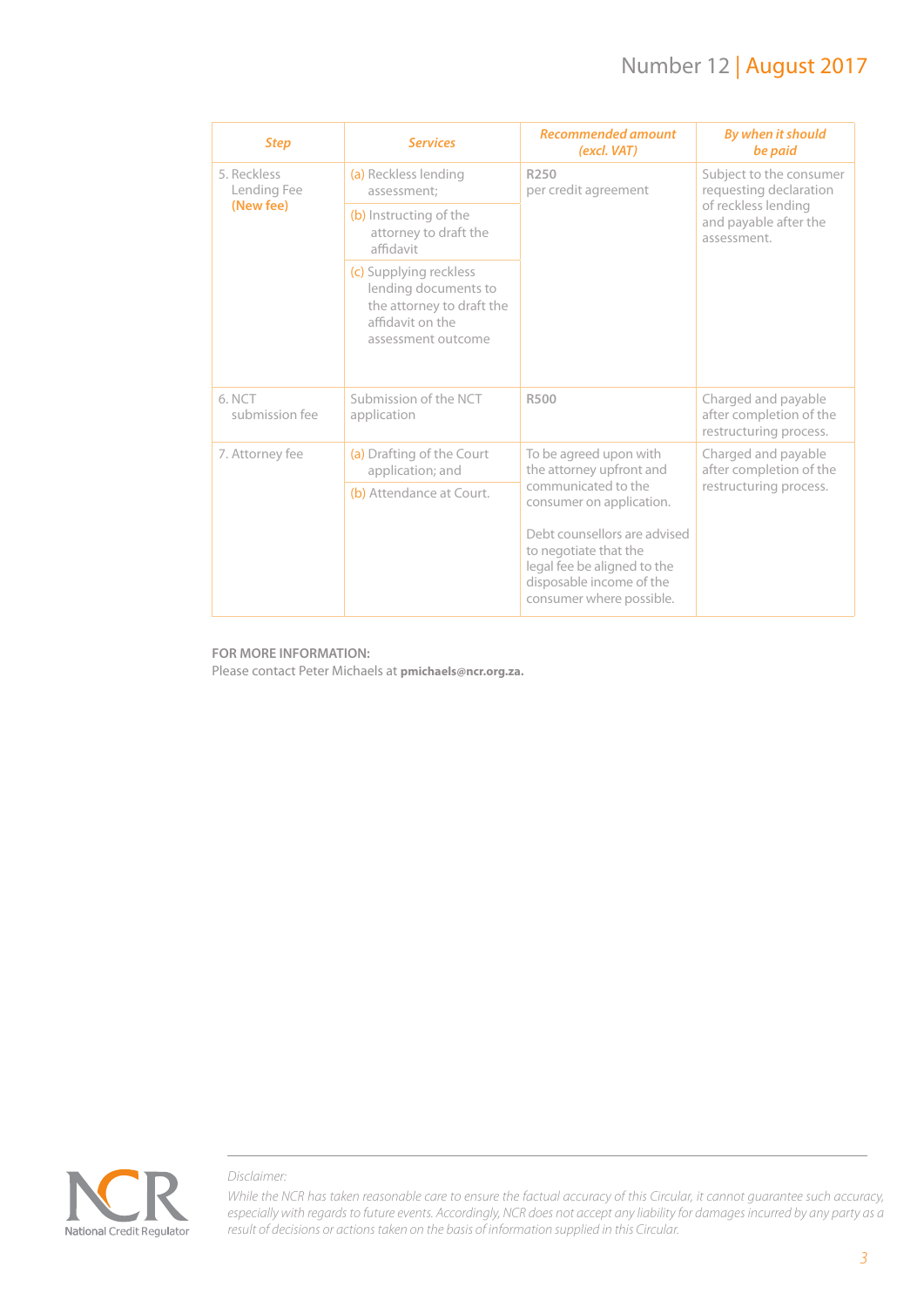| Step | Services | Recommended amount (excl. VAT) | By when it should be paid |
|---|---|---|---|
| 5. Reckless Lending Fee **(New fee)** | (a) Reckless lending assessment;<br>(b) Instructing of the attorney to draft the affidavit<br>(c) Supplying reckless lending documents to the attorney to draft the affidavit on the assessment outcome | **R250** per credit agreement | Subject to the consumer requesting declaration of reckless lending and payable after the assessment. |
| 6. NCT submission fee | Submission of the NCT application | **R500** | Charged and payable after completion of the restructuring process. |
| 7. Attorney fee | (a) Drafting of the Court application; and<br>(b) Attendance at Court. | To be agreed upon with the attorney upfront and communicated to the consumer on application.<br><br>Debt counsellors are advised to negotiate that the legal fee be aligned to the disposable income of the consumer where possible. | Charged and payable after completion of the restructuring process. |

**FOR MORE INFORMATION:**
Please contact Peter Michaels at **pmichaels@ncr.org.za.**

National Credit Regulator

*Disclaimer:*
*While the NCR has taken reasonable care to ensure the factual accuracy of this Circular, it cannot guarantee such accuracy, especially with regards to future events. Accordingly, NCR does not accept any liability for damages incurred by any party as a result of decisions or actions taken on the basis of information supplied in this Circular.*